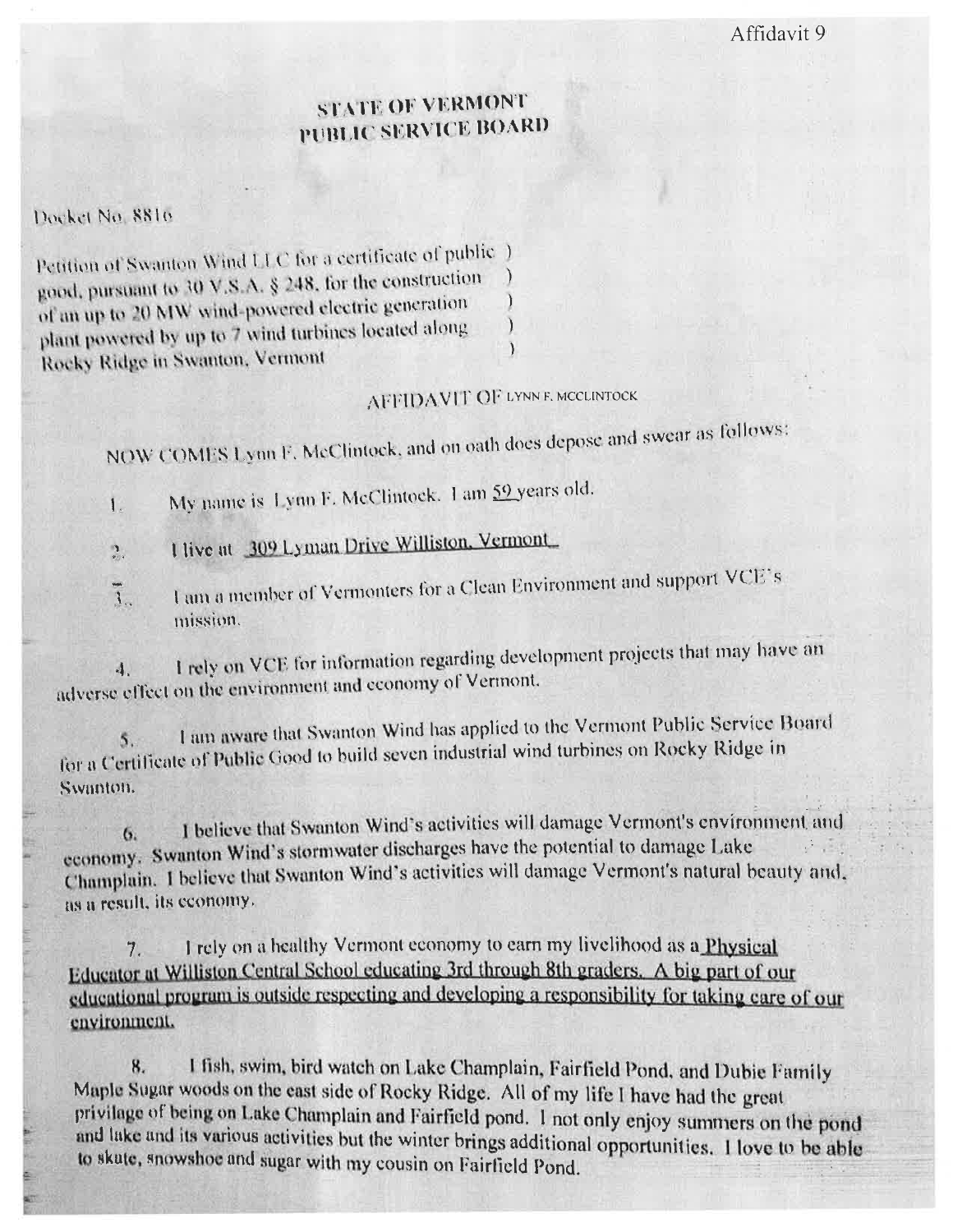Affidavit 9

# STATE OF VERMONT
# PUBLIC SERVICE BOARD

Docket No. 8816

Petition of Swanton Wind LLC for a certificate of public )
good, pursuant to 30 V.S.A. § 248, for the construction )
of an up to 20 MW wind-powered electric generation )
plant powered by up to 7 wind turbines located along )
Rocky Ridge in Swanton, Vermont )

## AFFIDAVIT OF LYNN F. MCCLINTOCK

NOW COMES Lynn F. McClintock, and on oath does depose and swear as follows:

1. My name is Lynn F. McClintock. I am 59 years old.

2. I live at 309 Lyman Drive Williston, Vermont

3. I am a member of Vermonters for a Clean Environment and support VCE's mission.

4. I rely on VCE for information regarding development projects that may have an adverse effect on the environment and economy of Vermont.

5. I am aware that Swanton Wind has applied to the Vermont Public Service Board for a Certificate of Public Good to build seven industrial wind turbines on Rocky Ridge in Swanton.

6. I believe that Swanton Wind's activities will damage Vermont's environment and economy. Swanton Wind's stormwater discharges have the potential to damage Lake Champlain. I believe that Swanton Wind's activities will damage Vermont's natural beauty and, as a result, its economy.

7. I rely on a healthy Vermont economy to earn my livelihood as a Physical Educator at Williston Central School educating 3rd through 8th graders. A big part of our educational program is outside respecting and developing a responsibility for taking care of our environment.

8. I fish, swim, bird watch on Lake Champlain, Fairfield Pond, and Dubie Family Maple Sugar woods on the east side of Rocky Ridge. All of my life I have had the great privilage of being on Lake Champlain and Fairfield pond. I not only enjoy summers on the pond and lake and its various activities but the winter brings additional opportunities. I love to be able to skate, snowshoe and sugar with my cousin on Fairfield Pond.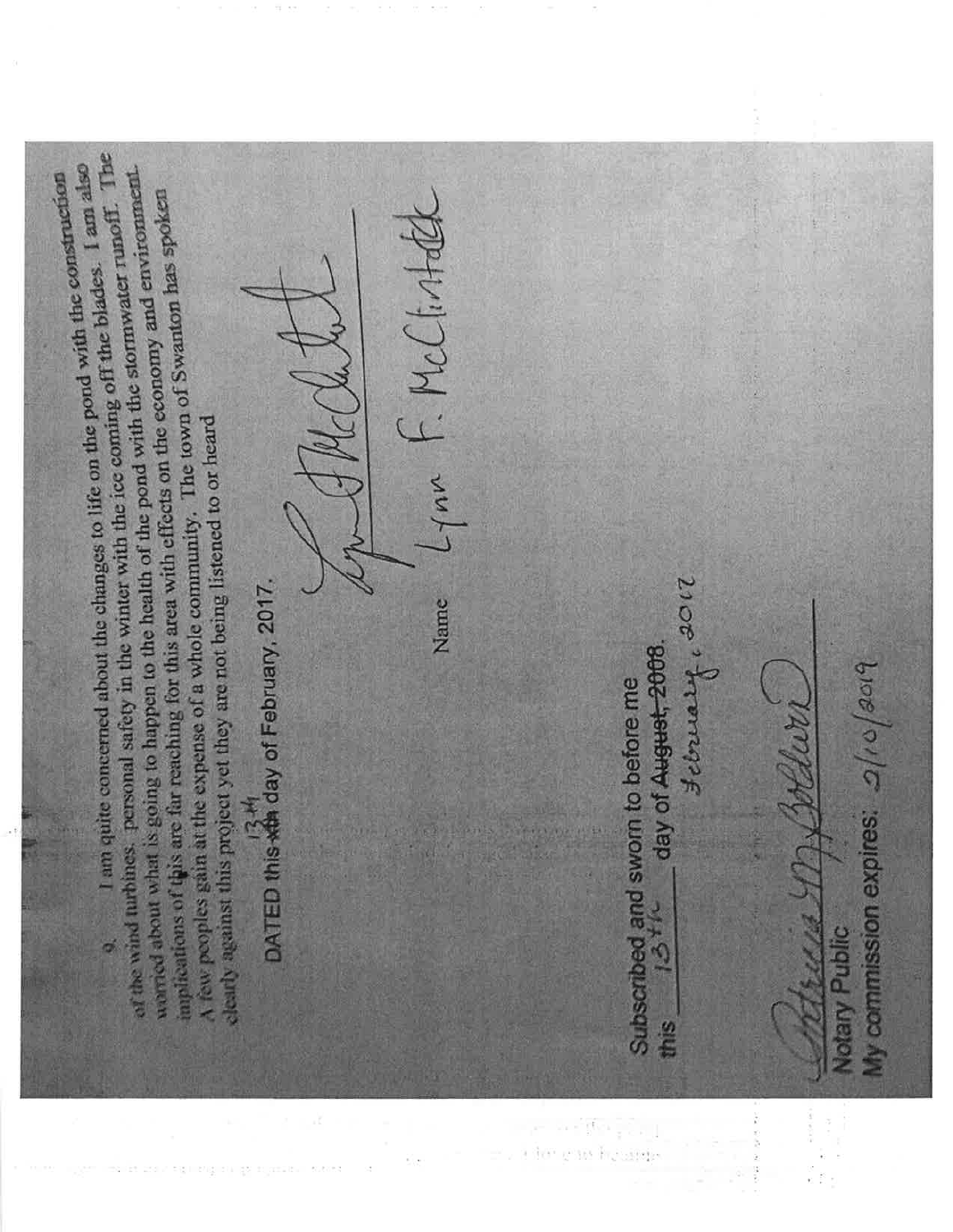9. I am quite concerned about the changes to life on the pond with the construction of the wind turbines. personal safety in the winter with the ice coming off the blades. I am also worried about what is going to happen to the health of the pond with the stormwater runoff. The implications of this are far reaching for this area with effects on the economy and environment. A few peoples gain at the expense of a whole community. The town of Swanton has spoken clearly against this project yet they are not being listened to or heard

DATED this ~~xth~~ 13th day of February, 2017.

Name Lynn F. McClintock

Subscribed and sworn to before me this 13th day of ~~August, 2008~~. February, 2017

Notary Public
My commission expires: 2/10/2019